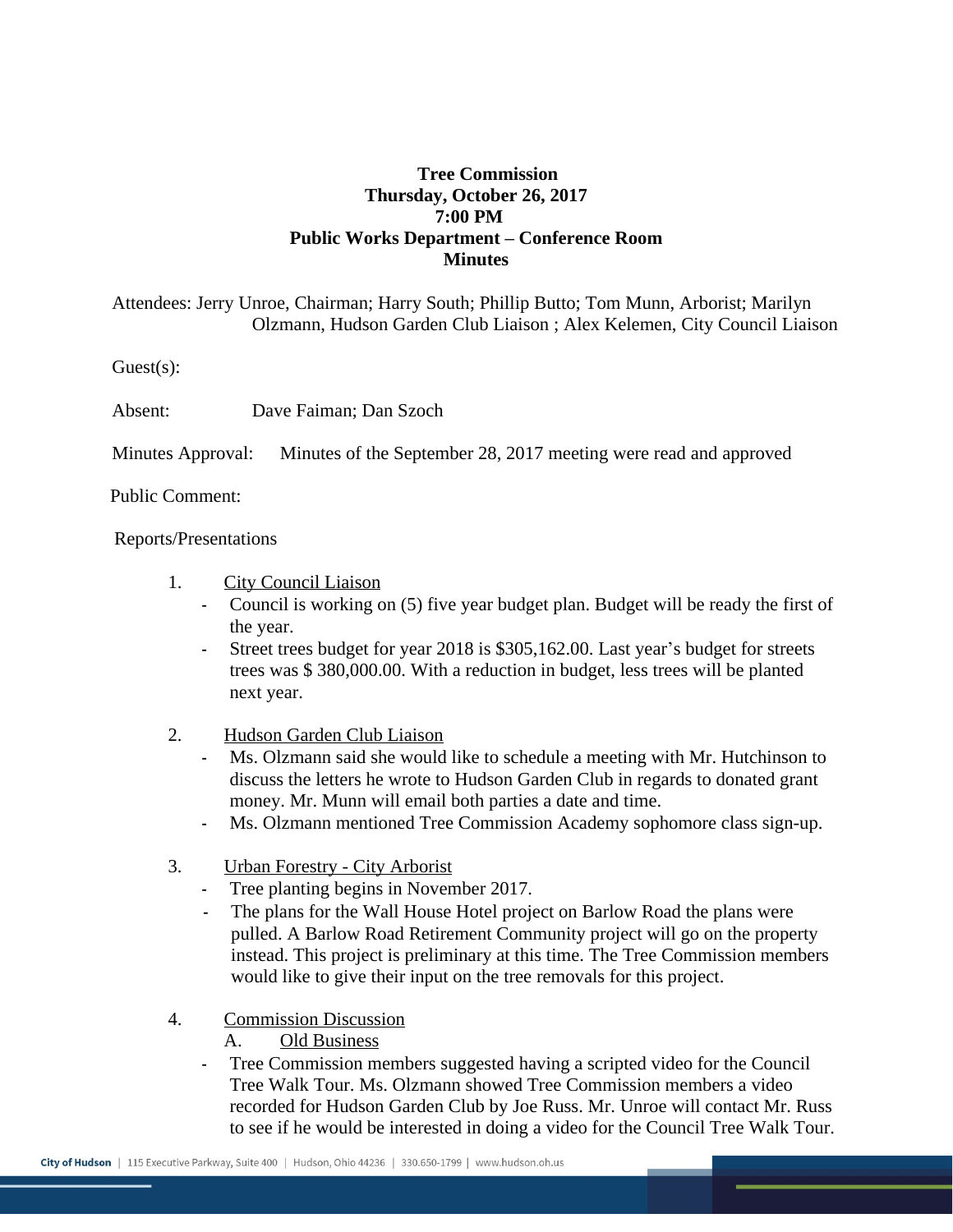**Tree Commission**
**Thursday, October 26, 2017**
**7:00 PM**
**Public Works Department – Conference Room**
**Minutes**

Attendees: Jerry Unroe, Chairman; Harry South; Phillip Butto; Tom Munn, Arborist; Marilyn Olzmann, Hudson Garden Club Liaison ; Alex Kelemen, City Council Liaison

Guest(s):

Absent: Dave Faiman; Dan Szoch

Minutes Approval: Minutes of the September 28, 2017 meeting were read and approved

Public Comment:

Reports/Presentations

1. City Council Liaison
   - Council is working on (5) five year budget plan. Budget will be ready the first of the year.
   - Street trees budget for year 2018 is $305,162.00. Last year's budget for streets trees was $ 380,000.00. With a reduction in budget, less trees will be planted next year.

2. Hudson Garden Club Liaison
   - Ms. Olzmann said she would like to schedule a meeting with Mr. Hutchinson to discuss the letters he wrote to Hudson Garden Club in regards to donated grant money. Mr. Munn will email both parties a date and time.
   - Ms. Olzmann mentioned Tree Commission Academy sophomore class sign-up.

3. Urban Forestry - City Arborist
   - Tree planting begins in November 2017.
   - The plans for the Wall House Hotel project on Barlow Road the plans were pulled. A Barlow Road Retirement Community project will go on the property instead. This project is preliminary at this time. The Tree Commission members would like to give their input on the tree removals for this project.

4. Commission Discussion

   A. Old Business
   - Tree Commission members suggested having a scripted video for the Council Tree Walk Tour. Ms. Olzmann showed Tree Commission members a video recorded for Hudson Garden Club by Joe Russ. Mr. Unroe will contact Mr. Russ to see if he would be interested in doing a video for the Council Tree Walk Tour.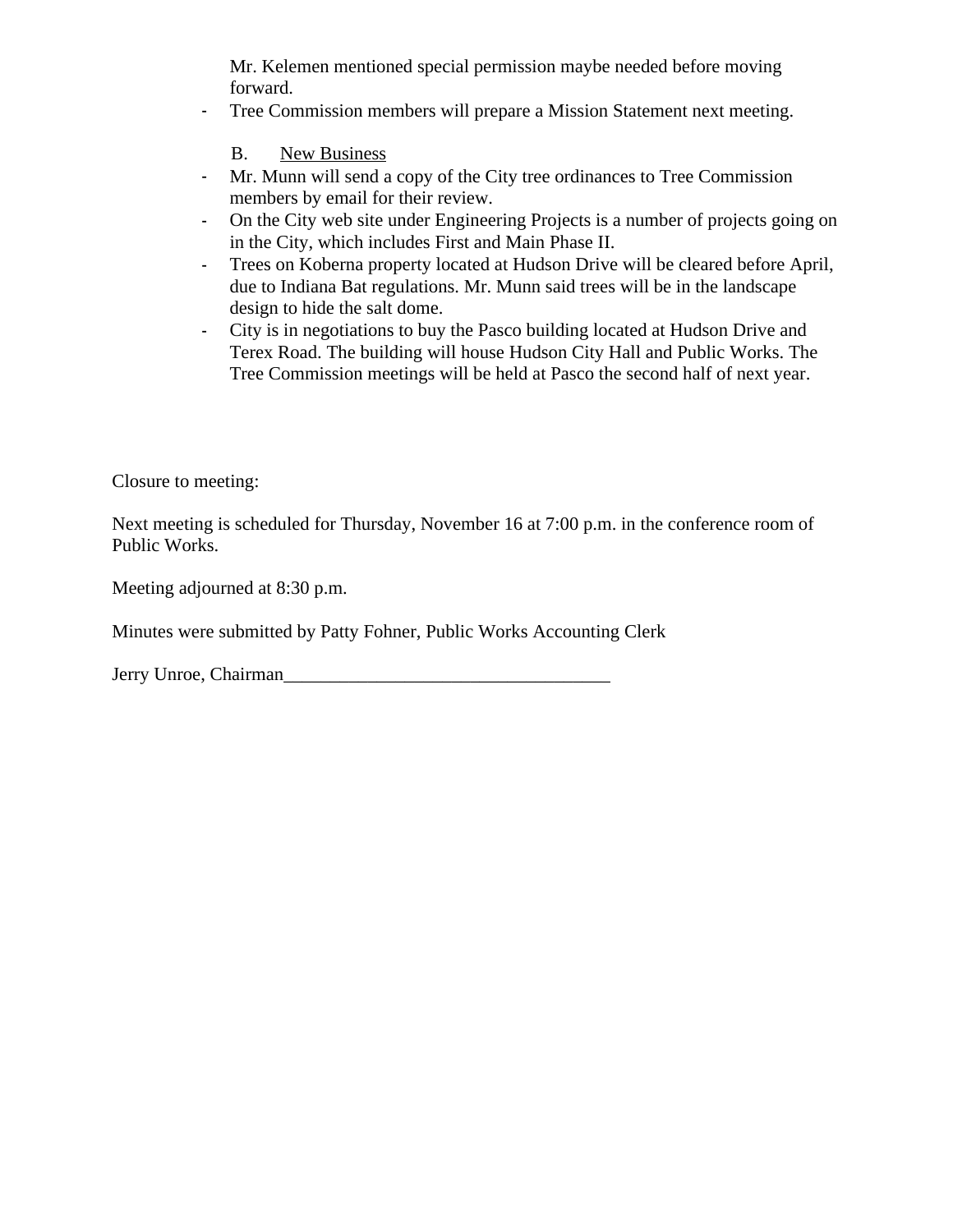Mr. Kelemen mentioned special permission maybe needed before moving forward.

- Tree Commission members will prepare a Mission Statement next meeting.

B. New Business

- Mr. Munn will send a copy of the City tree ordinances to Tree Commission members by email for their review.
- On the City web site under Engineering Projects is a number of projects going on in the City, which includes First and Main Phase II.
- Trees on Koberna property located at Hudson Drive will be cleared before April, due to Indiana Bat regulations. Mr. Munn said trees will be in the landscape design to hide the salt dome.
- City is in negotiations to buy the Pasco building located at Hudson Drive and Terex Road. The building will house Hudson City Hall and Public Works. The Tree Commission meetings will be held at Pasco the second half of next year.

Closure to meeting:

Next meeting is scheduled for Thursday, November 16 at 7:00 p.m. in the conference room of Public Works.

Meeting adjourned at 8:30 p.m.

Minutes were submitted by Patty Fohner, Public Works Accounting Clerk

Jerry Unroe, Chairman___________________________________